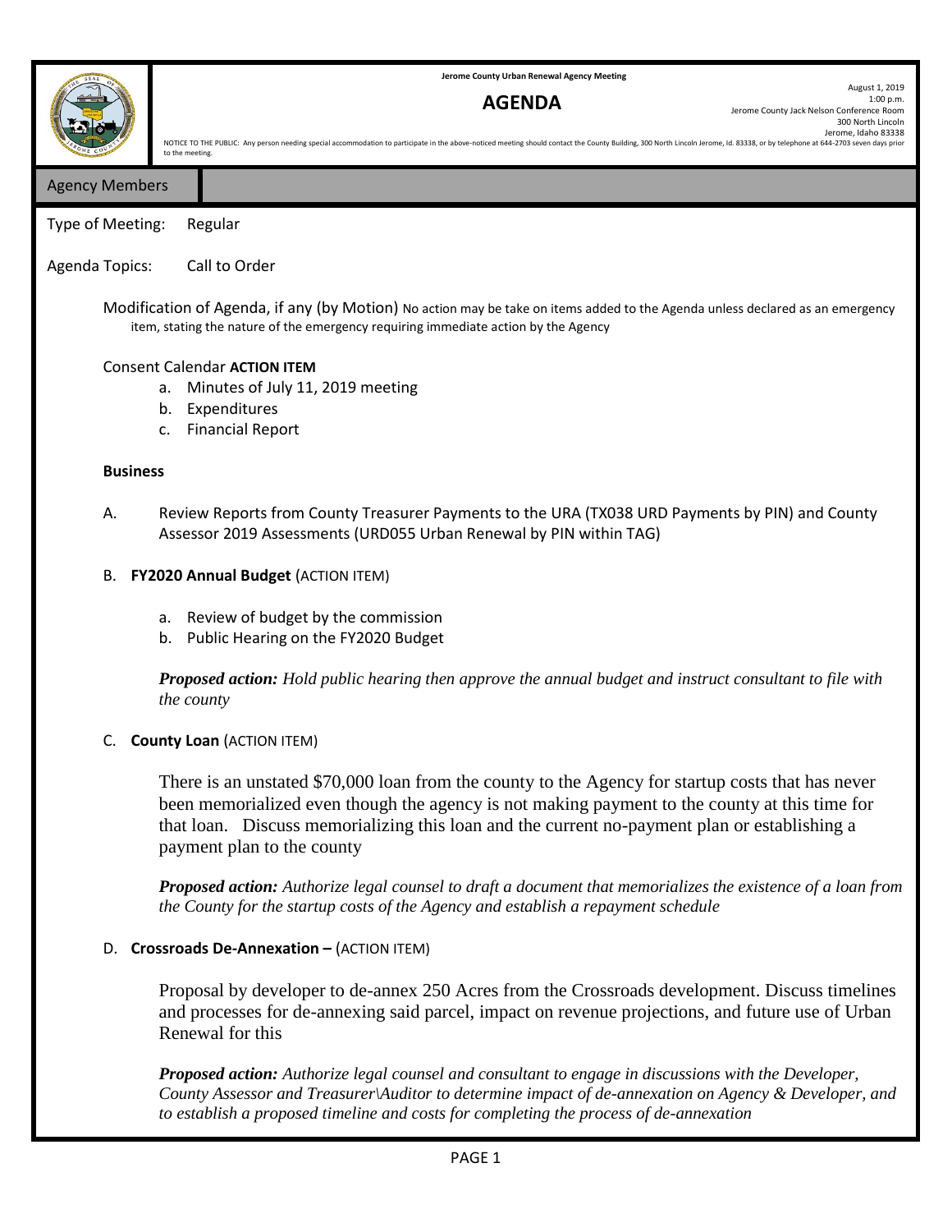**Jerome County Urban Renewal Agency Meeting**

# AGENDA

August 1, 2019
1:00 p.m.
Jerome County Jack Nelson Conference Room
300 North Lincoln
Jerome, Idaho 83338

NOTICE TO THE PUBLIC: Any person needing special accommodation to participate in the above-noticed meeting should contact the County Building, 300 North Lincoln Jerome, Id. 83338, or by telephone at 644-2703 seven days prior to the meeting.

## Agency Members

Type of Meeting: Regular

Agenda Topics: Call to Order

Modification of Agenda, if any (by Motion) No action may be take on items added to the Agenda unless declared as an emergency item, stating the nature of the emergency requiring immediate action by the Agency

Consent Calendar **ACTION ITEM**

a. Minutes of July 11, 2019 meeting
b. Expenditures
c. Financial Report

**Business**

A. Review Reports from County Treasurer Payments to the URA (TX038 URD Payments by PIN) and County Assessor 2019 Assessments (URD055 Urban Renewal by PIN within TAG)

B. **FY2020 Annual Budget** (ACTION ITEM)

a. Review of budget by the commission
b. Public Hearing on the FY2020 Budget

***Proposed action:*** *Hold public hearing then approve the annual budget and instruct consultant to file with the county*

C. **County Loan** (ACTION ITEM)

There is an unstated $70,000 loan from the county to the Agency for startup costs that has never been memorialized even though the agency is not making payment to the county at this time for that loan. Discuss memorializing this loan and the current no-payment plan or establishing a payment plan to the county

***Proposed action:*** *Authorize legal counsel to draft a document that memorializes the existence of a loan from the County for the startup costs of the Agency and establish a repayment schedule*

D. **Crossroads De-Annexation –** (ACTION ITEM)

Proposal by developer to de-annex 250 Acres from the Crossroads development. Discuss timelines and processes for de-annexing said parcel, impact on revenue projections, and future use of Urban Renewal for this

***Proposed action:*** *Authorize legal counsel and consultant to engage in discussions with the Developer, County Assessor and Treasurer\Auditor to determine impact of de-annexation on Agency & Developer, and to establish a proposed timeline and costs for completing the process of de-annexation*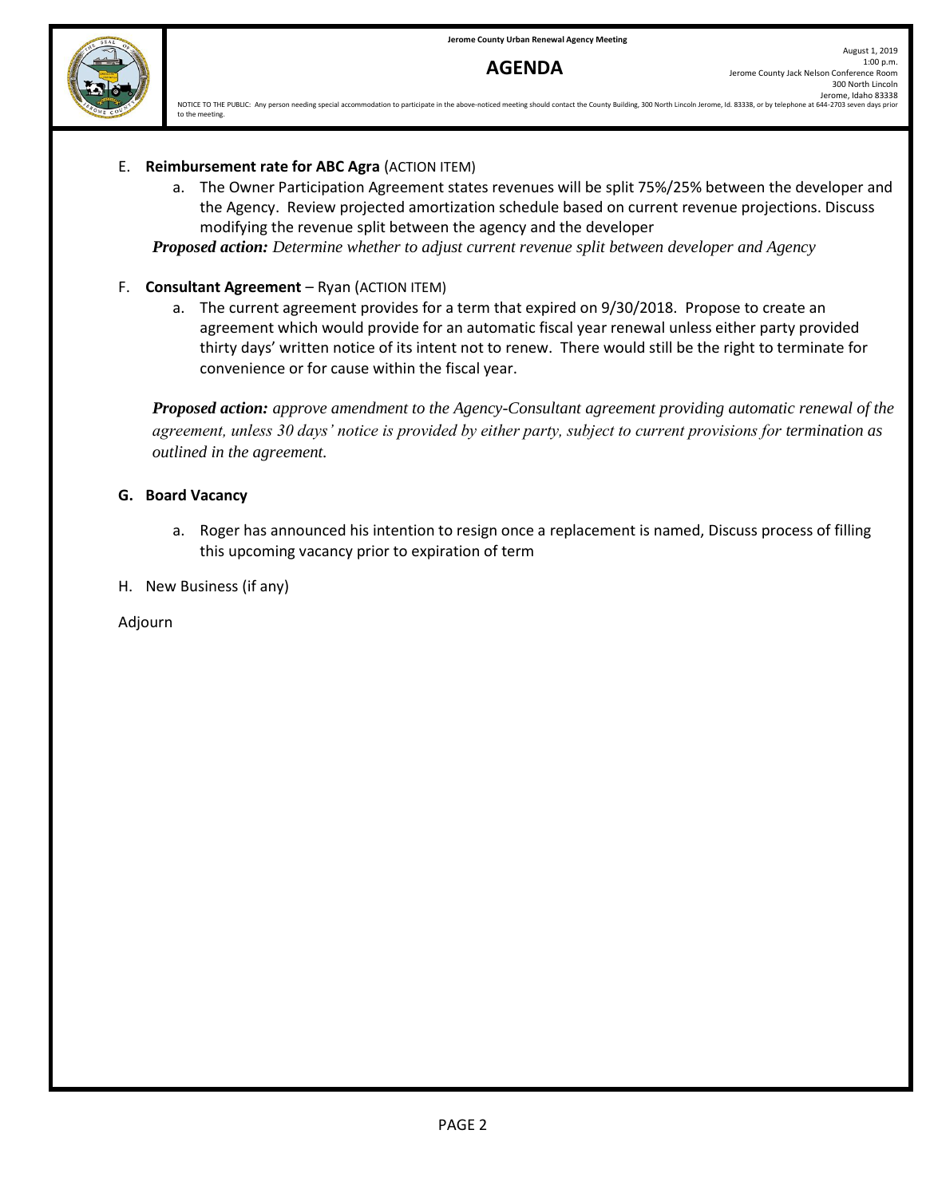E. **Reimbursement rate for ABC Agra** (ACTION ITEM)

   a. The Owner Participation Agreement states revenues will be split 75%/25% between the developer and the Agency. Review projected amortization schedule based on current revenue projections. Discuss modifying the revenue split between the agency and the developer

   ***Proposed action:*** *Determine whether to adjust current revenue split between developer and Agency*

F. **Consultant Agreement** – Ryan (ACTION ITEM)

   a. The current agreement provides for a term that expired on 9/30/2018. Propose to create an agreement which would provide for an automatic fiscal year renewal unless either party provided thirty days' written notice of its intent not to renew. There would still be the right to terminate for convenience or for cause within the fiscal year.

   ***Proposed action:*** *approve amendment to the Agency-Consultant agreement providing automatic renewal of the agreement, unless 30 days' notice is provided by either party, subject to current provisions for termination as outlined in the agreement.*

**G. Board Vacancy**

   a. Roger has announced his intention to resign once a replacement is named, Discuss process of filling this upcoming vacancy prior to expiration of term

H. New Business (if any)

Adjourn